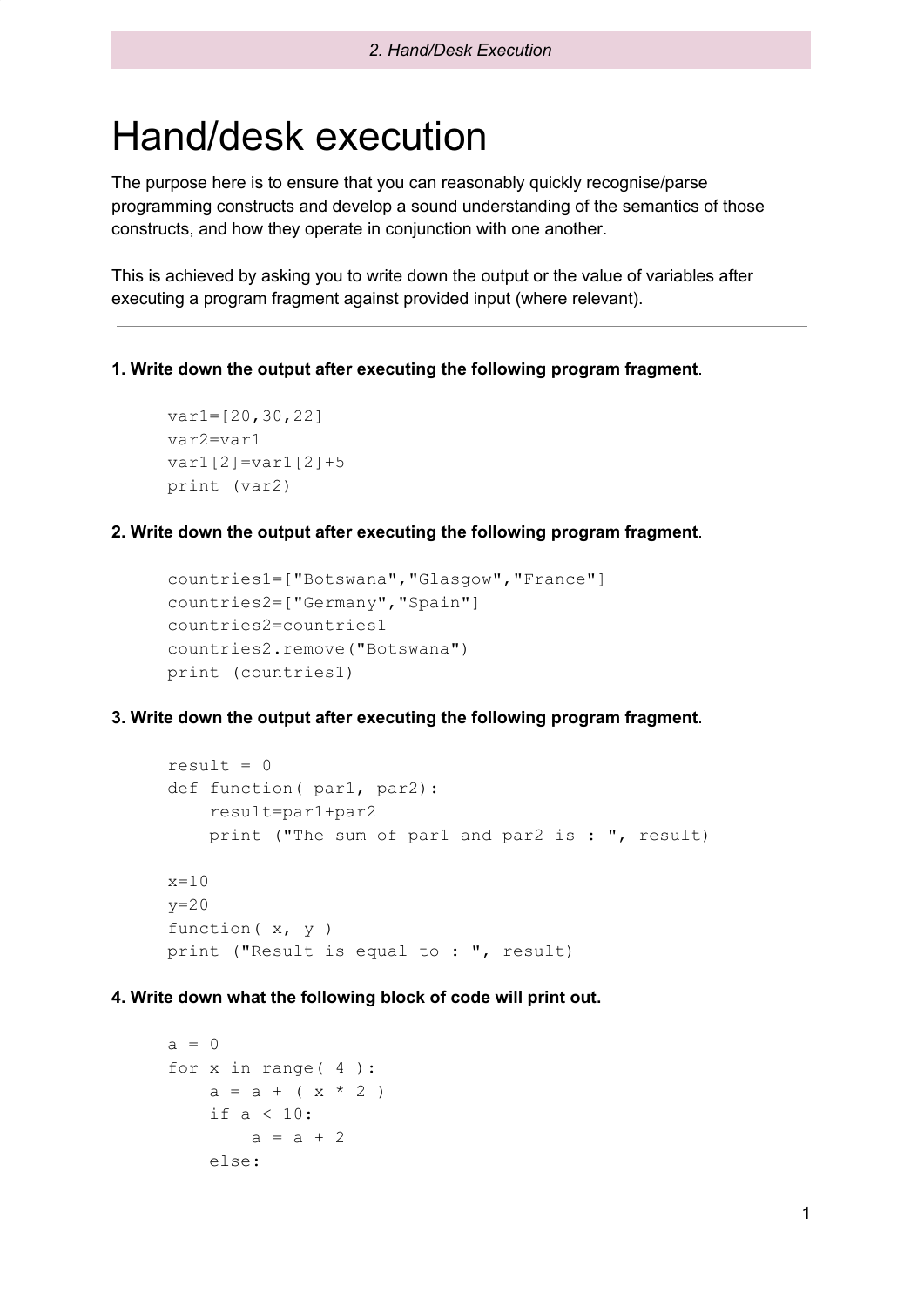# Hand/desk execution

The purpose here is to ensure that you can reasonably quickly recognise/parse programming constructs and develop a sound understanding of the semantics of those constructs, and how they operate in conjunction with one another.

This is achieved by asking you to write down the output or the value of variables after executing a program fragment against provided input (where relevant).

---

**1. Write down the output after executing the following program fragment**.

```
var1=[20,30,22]
var2=var1
var1[2]=var1[2]+5
print (var2)
```

**2. Write down the output after executing the following program fragment**.

```
countries1=["Botswana","Glasgow","France"]
countries2=["Germany","Spain"]
countries2=countries1
countries2.remove("Botswana")
print (countries1)
```

**3. Write down the output after executing the following program fragment**.

```
result = 0
def function( par1, par2):
    result=par1+par2
    print ("The sum of par1 and par2 is : ", result)

x=10
y=20
function( x, y )
print ("Result is equal to : ", result)
```

**4. Write down what the following block of code will print out.**

```
a = 0
for x in range( 4 ):
    a = a + ( x * 2 )
    if a < 10:
        a = a + 2
    else:
```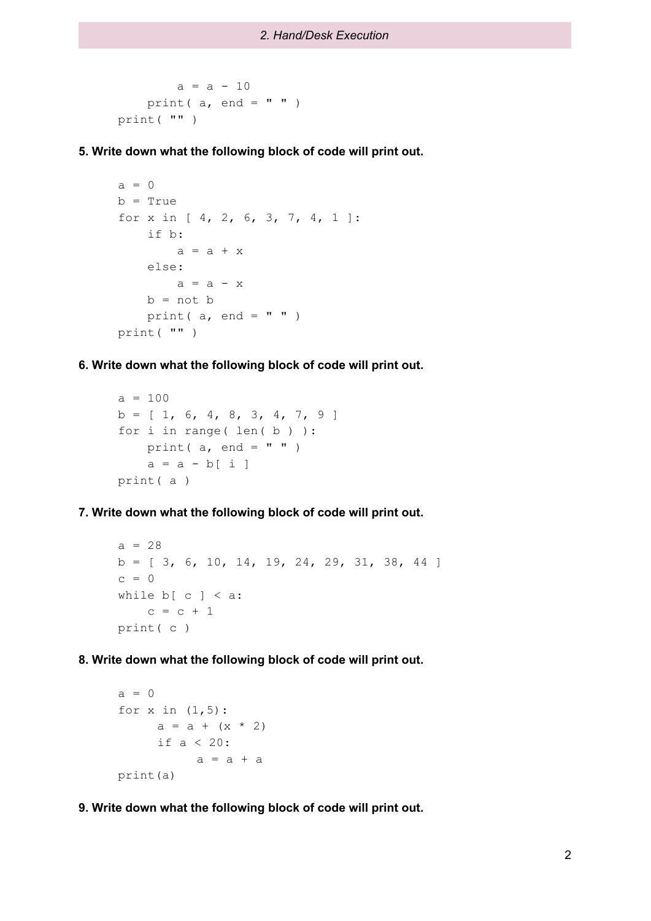```
        a = a - 10
    print( a, end = " " )
print( "" )
```

**5. Write down what the following block of code will print out.**

```
a = 0
b = True
for x in [ 4, 2, 6, 3, 7, 4, 1 ]:
    if b:
        a = a + x
    else:
        a = a - x
    b = not b
    print( a, end = " " )
print( "" )
```

**6. Write down what the following block of code will print out.**

```
a = 100
b = [ 1, 6, 4, 8, 3, 4, 7, 9 ]
for i in range( len( b ) ):
    print( a, end = " " )
    a = a - b[ i ]
print( a )
```

**7. Write down what the following block of code will print out.**

```
a = 28
b = [ 3, 6, 10, 14, 19, 24, 29, 31, 38, 44 ]
c = 0
while b[ c ] < a:
    c = c + 1
print( c )
```

**8. Write down what the following block of code will print out.**

```
a = 0
for x in (1,5):
     a = a + (x * 2)
     if a < 20:
          a = a + a
print(a)
```

**9. Write down what the following block of code will print out.**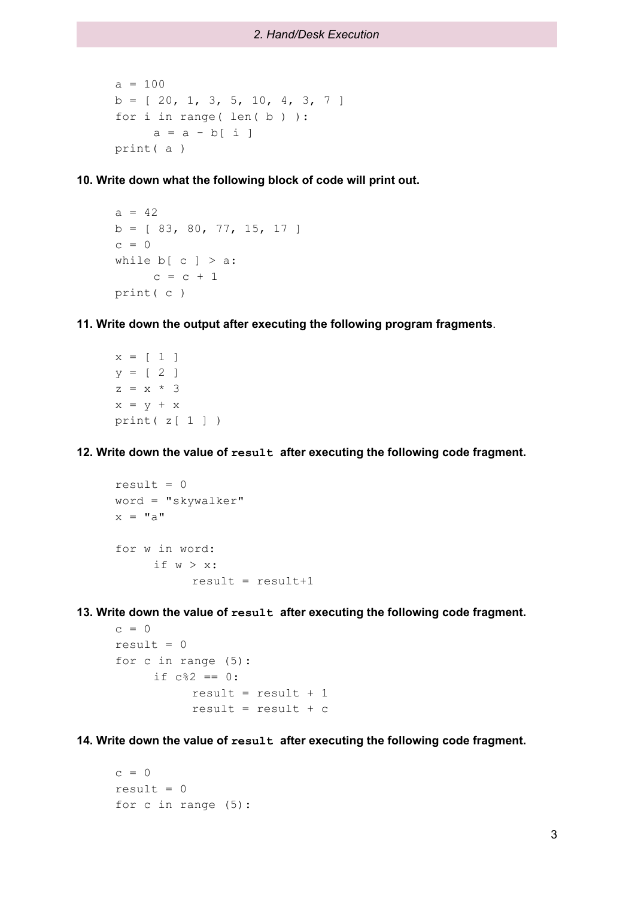```
a = 100
b = [ 20, 1, 3, 5, 10, 4, 3, 7 ]
for i in range( len( b ) ):
     a = a - b[ i ]
print( a )
```

**10. Write down what the following block of code will print out.**

```
a = 42
b = [ 83, 80, 77, 15, 17 ]
c = 0
while b[ c ] > a:
     c = c + 1
print( c )
```

**11. Write down the output after executing the following program fragments**.

```
x = [ 1 ]
y = [ 2 ]
z = x * 3
x = y + x
print( z[ 1 ] )
```

**12. Write down the value of `result` after executing the following code fragment.**

```
result = 0
word = "skywalker"
x = "a"

for w in word:
     if w > x:
          result = result+1
```

**13. Write down the value of `result` after executing the following code fragment.**

```
c = 0
result = 0
for c in range (5):
     if c%2 == 0:
          result = result + 1
          result = result + c
```

**14. Write down the value of `result` after executing the following code fragment.**

```
c = 0
result = 0
for c in range (5):
```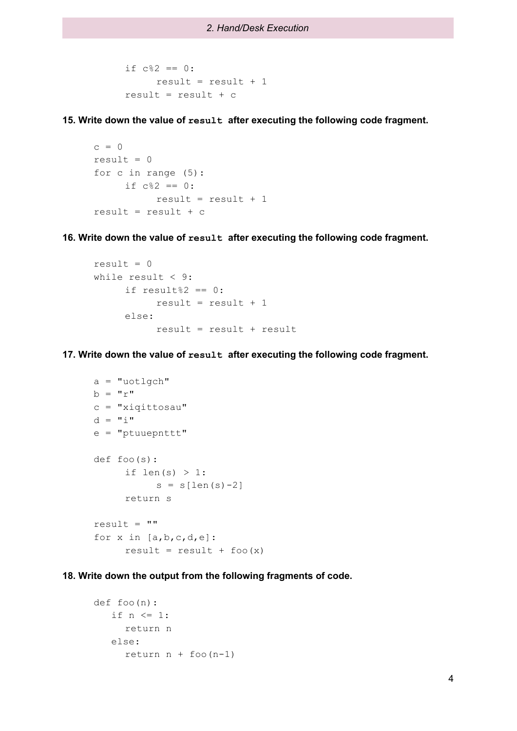```
      if c%2 == 0:
            result = result + 1
      result = result + c
```

**15. Write down the value of `result` after executing the following code fragment.**

```
c = 0
result = 0
for c in range (5):
      if c%2 == 0:
            result = result + 1
result = result + c
```

**16. Write down the value of `result` after executing the following code fragment.**

```
result = 0
while result < 9:
      if result%2 == 0:
            result = result + 1
      else:
            result = result + result
```

**17. Write down the value of `result` after executing the following code fragment.**

```
a = "uotlgch"
b = "r"
c = "xiqittosau"
d = "i"
e = "ptuuepnttt"

def foo(s):
      if len(s) > 1:
            s = s[len(s)-2]
      return s

result = ""
for x in [a,b,c,d,e]:
      result = result + foo(x)
```

**18. Write down the output from the following fragments of code.**

```
def foo(n):
   if n <= 1:
      return n
   else:
      return n + foo(n-1)
```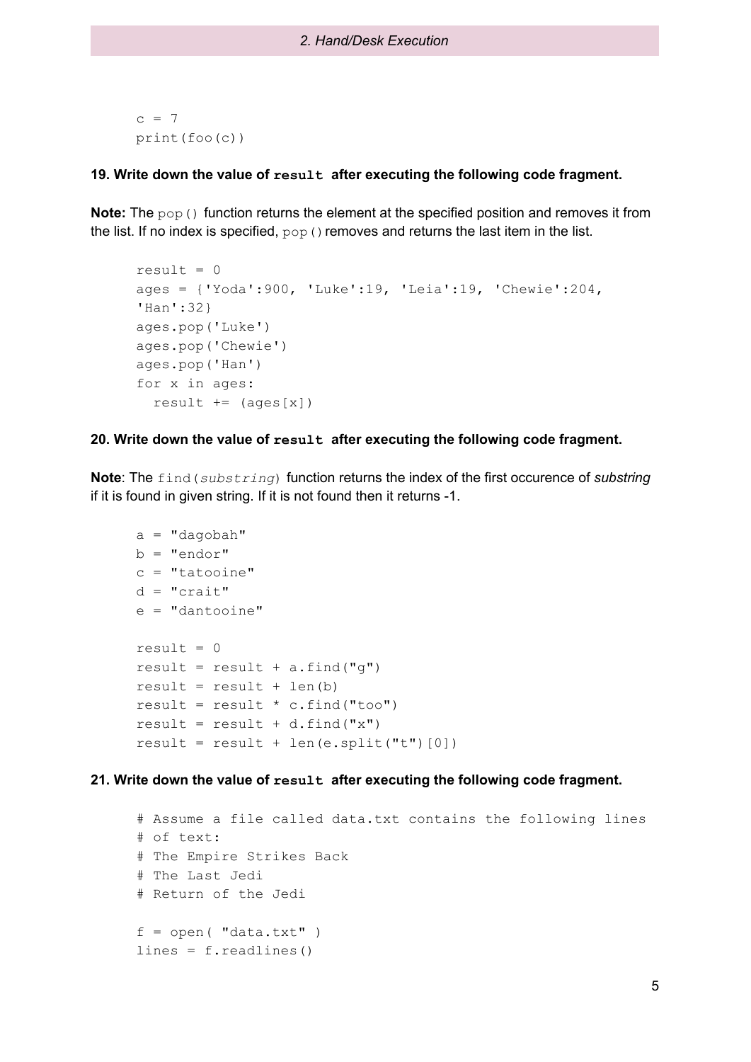```
c = 7
print(foo(c))
```

**19. Write down the value of `result` after executing the following code fragment.**

**Note:** The `pop()` function returns the element at the specified position and removes it from the list. If no index is specified, `pop()` removes and returns the last item in the list.

```
result = 0
ages = {'Yoda':900, 'Luke':19, 'Leia':19, 'Chewie':204,
'Han':32}
ages.pop('Luke')
ages.pop('Chewie')
ages.pop('Han')
for x in ages:
  result += (ages[x])
```

**20. Write down the value of `result` after executing the following code fragment.**

**Note**: The `find(substring)` function returns the index of the first occurence of *substring* if it is found in given string. If it is not found then it returns -1.

```
a = "dagobah"
b = "endor"
c = "tatooine"
d = "crait"
e = "dantooine"

result = 0
result = result + a.find("g")
result = result + len(b)
result = result * c.find("too")
result = result + d.find("x")
result = result + len(e.split("t")[0])
```

**21. Write down the value of `result` after executing the following code fragment.**

```
# Assume a file called data.txt contains the following lines
# of text:
# The Empire Strikes Back
# The Last Jedi
# Return of the Jedi

f = open( "data.txt" )
lines = f.readlines()
```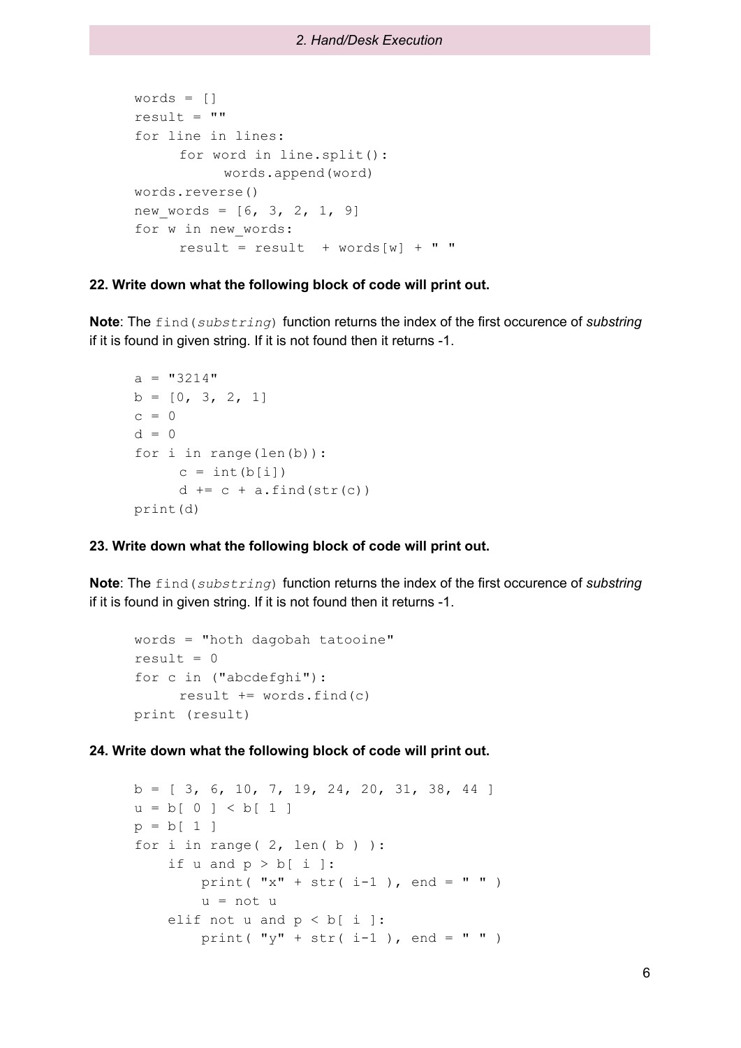```
words = []
result = ""
for line in lines:
    for word in line.split():
        words.append(word)
words.reverse()
new_words = [6, 3, 2, 1, 9]
for w in new_words:
    result = result  + words[w] + " "
```

**22. Write down what the following block of code will print out.**

**Note**: The `find(substring)` function returns the index of the first occurence of *substring* if it is found in given string. If it is not found then it returns -1.

```
a = "3214"
b = [0, 3, 2, 1]
c = 0
d = 0
for i in range(len(b)):
    c = int(b[i])
    d += c + a.find(str(c))
print(d)
```

**23. Write down what the following block of code will print out.**

**Note**: The `find(substring)` function returns the index of the first occurence of *substring* if it is found in given string. If it is not found then it returns -1.

```
words = "hoth dagobah tatooine"
result = 0
for c in ("abcdefghi"):
    result += words.find(c)
print (result)
```

**24. Write down what the following block of code will print out.**

```
b = [ 3, 6, 10, 7, 19, 24, 20, 31, 38, 44 ]
u = b[ 0 ] < b[ 1 ]
p = b[ 1 ]
for i in range( 2, len( b ) ):
    if u and p > b[ i ]:
        print( "x" + str( i-1 ), end = " " )
        u = not u
    elif not u and p < b[ i ]:
        print( "y" + str( i-1 ), end = " " )
```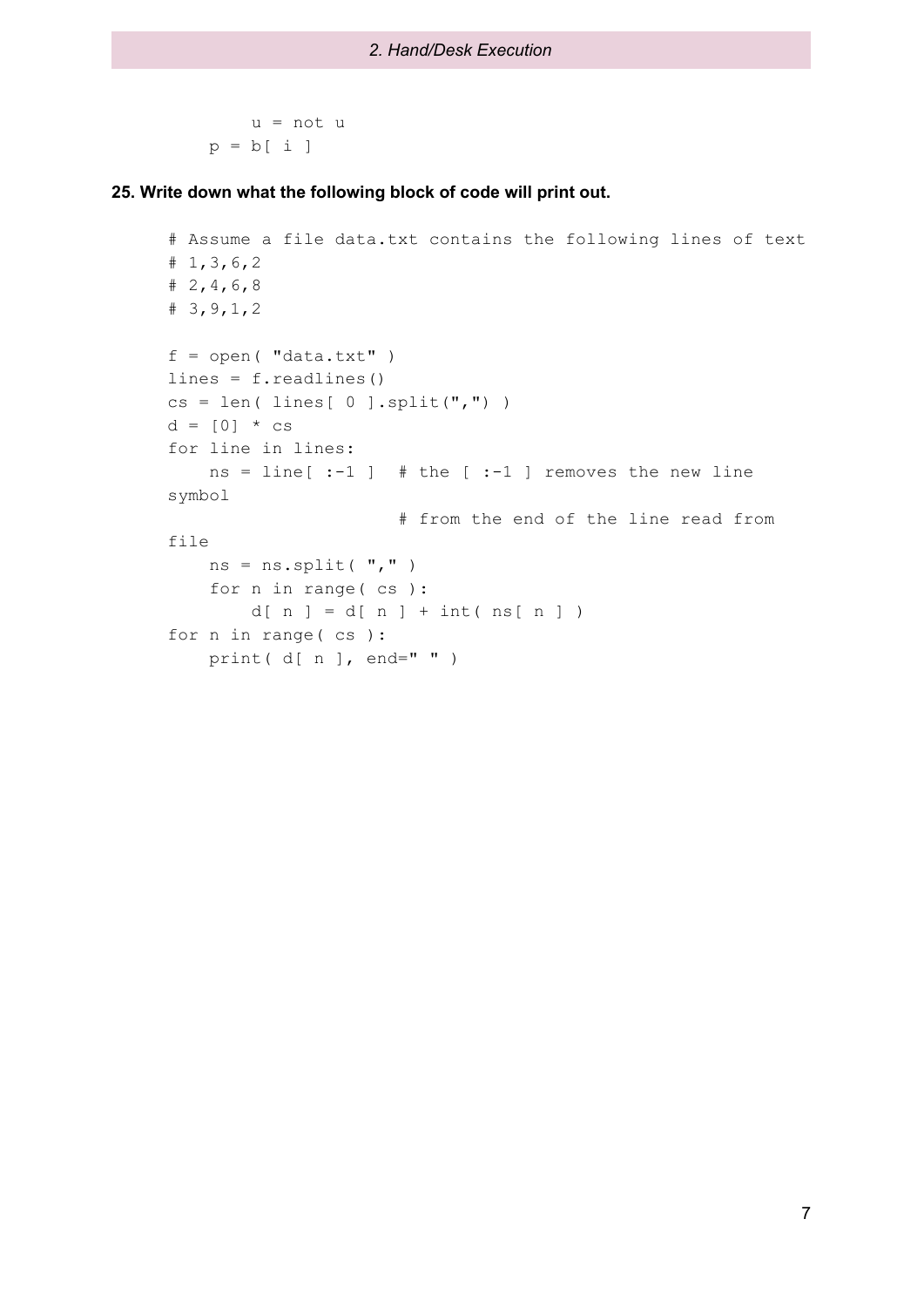```
        u = not u
    p = b[ i ]
```

**25. Write down what the following block of code will print out.**

```
# Assume a file data.txt contains the following lines of text
# 1,3,6,2
# 2,4,6,8
# 3,9,1,2

f = open( "data.txt" )
lines = f.readlines()
cs = len( lines[ 0 ].split(",") )
d = [0] * cs
for line in lines:
    ns = line[ :-1 ]  # the [ :-1 ] removes the new line
symbol
                      # from the end of the line read from
file
    ns = ns.split( "," )
    for n in range( cs ):
        d[ n ] = d[ n ] + int( ns[ n ] )
for n in range( cs ):
    print( d[ n ], end=" " )
```